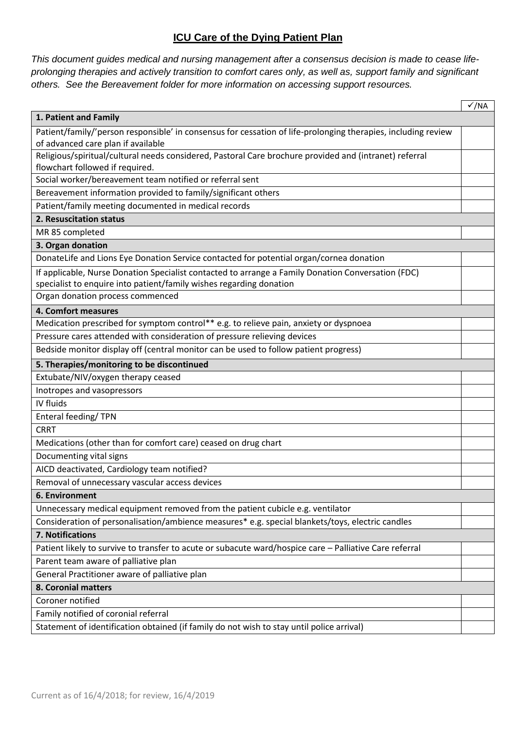# ICU Care of the Dying Patient Plan

*This document guides medical and nursing management after a consensus decision is made to cease life-prolonging therapies and actively transition to comfort cares only, as well as, support family and significant others. See the Bereavement folder for more information on accessing support resources.*

| | ✓/NA |
|---|---|
| **1. Patient and Family** | |
| Patient/family/'person responsible' in consensus for cessation of life-prolonging therapies, including review of advanced care plan if available | |
| Religious/spiritual/cultural needs considered, Pastoral Care brochure provided and (intranet) referral flowchart followed if required. | |
| Social worker/bereavement team notified or referral sent | |
| Bereavement information provided to family/significant others | |
| Patient/family meeting documented in medical records | |
| **2. Resuscitation status** | |
| MR 85 completed | |
| **3. Organ donation** | |
| DonateLife and Lions Eye Donation Service contacted for potential organ/cornea donation | |
| If applicable, Nurse Donation Specialist contacted to arrange a Family Donation Conversation (FDC) specialist to enquire into patient/family wishes regarding donation | |
| Organ donation process commenced | |
| **4. Comfort measures** | |
| Medication prescribed for symptom control** e.g. to relieve pain, anxiety or dyspnoea | |
| Pressure cares attended with consideration of pressure relieving devices | |
| Bedside monitor display off (central monitor can be used to follow patient progress) | |
| **5. Therapies/monitoring to be discontinued** | |
| Extubate/NIV/oxygen therapy ceased | |
| Inotropes and vasopressors | |
| IV fluids | |
| Enteral feeding/ TPN | |
| CRRT | |
| Medications (other than for comfort care) ceased on drug chart | |
| Documenting vital signs | |
| AICD deactivated, Cardiology team notified? | |
| Removal of unnecessary vascular access devices | |
| **6. Environment** | |
| Unnecessary medical equipment removed from the patient cubicle e.g. ventilator | |
| Consideration of personalisation/ambience measures* e.g. special blankets/toys, electric candles | |
| **7. Notifications** | |
| Patient likely to survive to transfer to acute or subacute ward/hospice care – Palliative Care referral | |
| Parent team aware of palliative plan | |
| General Practitioner aware of palliative plan | |
| **8. Coronial matters** | |
| Coroner notified | |
| Family notified of coronial referral | |
| Statement of identification obtained (if family do not wish to stay until police arrival) | |

Current as of 16/4/2018; for review, 16/4/2019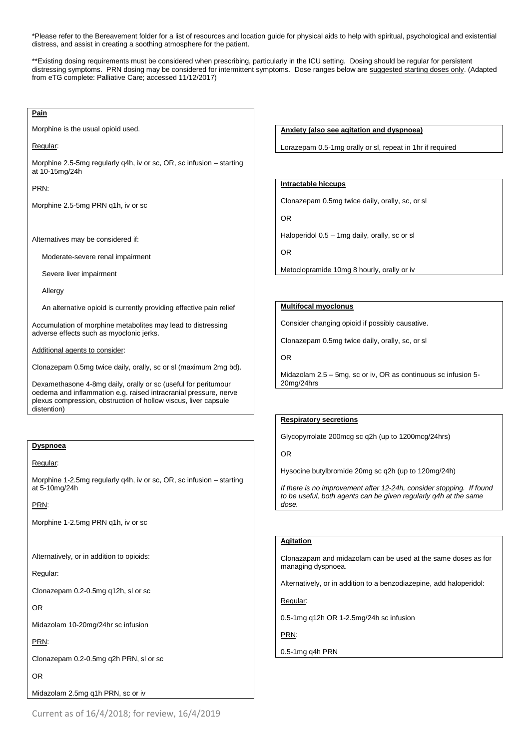*Please refer to the Bereavement folder for a list of resources and location guide for physical aids to help with spiritual, psychological and existential distress, and assist in creating a soothing atmosphere for the patient.

**Existing dosing requirements must be considered when prescribing, particularly in the ICU setting. Dosing should be regular for persistent distressing symptoms. PRN dosing may be considered for intermittent symptoms. Dose ranges below are suggested starting doses only. (Adapted from eTG complete: Palliative Care; accessed 11/12/2017)

## Pain

Morphine is the usual opioid used.

Regular:

Morphine 2.5-5mg regularly q4h, iv or sc, OR, sc infusion – starting at 10-15mg/24h

PRN:

Morphine 2.5-5mg PRN q1h, iv or sc

Alternatives may be considered if:

- Moderate-severe renal impairment
- Severe liver impairment
- Allergy
- An alternative opioid is currently providing effective pain relief

Accumulation of morphine metabolites may lead to distressing adverse effects such as myoclonic jerks.

Additional agents to consider:

Clonazepam 0.5mg twice daily, orally, sc or sl (maximum 2mg bd).

Dexamethasone 4-8mg daily, orally or sc (useful for peritumour oedema and inflammation e.g. raised intracranial pressure, nerve plexus compression, obstruction of hollow viscus, liver capsule distention)

## Dyspnoea

Regular:

Morphine 1-2.5mg regularly q4h, iv or sc, OR, sc infusion – starting at 5-10mg/24h

PRN:

Morphine 1-2.5mg PRN q1h, iv or sc

Alternatively, or in addition to opioids:

Regular:

Clonazepam 0.2-0.5mg q12h, sl or sc

OR

Midazolam 10-20mg/24hr sc infusion

PRN:

Clonazepam 0.2-0.5mg q2h PRN, sl or sc

OR

Midazolam 2.5mg q1h PRN, sc or iv

## Anxiety (also see agitation and dyspnoea)

Lorazepam 0.5-1mg orally or sl, repeat in 1hr if required

## Intractable hiccups

Clonazepam 0.5mg twice daily, orally, sc, or sl

OR

Haloperidol 0.5 – 1mg daily, orally, sc or sl

OR

Metoclopramide 10mg 8 hourly, orally or iv

## Multifocal myoclonus

Consider changing opioid if possibly causative.

Clonazepam 0.5mg twice daily, orally, sc, or sl

OR

Midazolam 2.5 – 5mg, sc or iv, OR as continuous sc infusion 5-20mg/24hrs

## Respiratory secretions

Glycopyrrolate 200mcg sc q2h (up to 1200mcg/24hrs)

OR

Hysocine butylbromide 20mg sc q2h (up to 120mg/24h)

*If there is no improvement after 12-24h, consider stopping. If found to be useful, both agents can be given regularly q4h at the same dose.*

## Agitation

Clonazapam and midazolam can be used at the same doses as for managing dyspnoea.

Alternatively, or in addition to a benzodiazepine, add haloperidol:

Regular:

0.5-1mg q12h OR 1-2.5mg/24h sc infusion

PRN:

0.5-1mg q4h PRN

Current as of 16/4/2018; for review, 16/4/2019